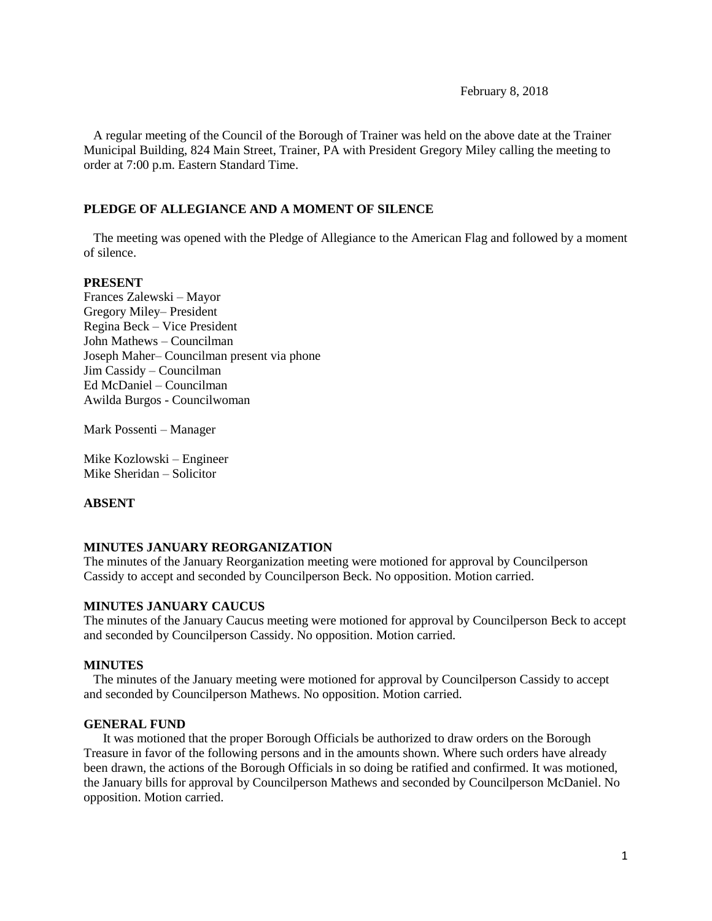February 8, 2018

A regular meeting of the Council of the Borough of Trainer was held on the above date at the Trainer Municipal Building, 824 Main Street, Trainer, PA with President Gregory Miley calling the meeting to order at 7:00 p.m. Eastern Standard Time.

**PLEDGE OF ALLEGIANCE AND A MOMENT OF SILENCE**

The meeting was opened with the Pledge of Allegiance to the American Flag and followed by a moment of silence.

**PRESENT**

Frances Zalewski – Mayor
Gregory Miley– President
Regina Beck – Vice President
John Mathews – Councilman
Joseph Maher– Councilman present via phone
Jim Cassidy – Councilman
Ed McDaniel – Councilman
Awilda Burgos - Councilwoman

Mark Possenti – Manager

Mike Kozlowski – Engineer
Mike Sheridan – Solicitor

**ABSENT**

**MINUTES JANUARY REORGANIZATION**

The minutes of the January Reorganization meeting were motioned for approval by Councilperson Cassidy to accept and seconded by Councilperson Beck. No opposition. Motion carried.

**MINUTES JANUARY CAUCUS**

The minutes of the January Caucus meeting were motioned for approval by Councilperson Beck to accept and seconded by Councilperson Cassidy. No opposition. Motion carried.

**MINUTES**

The minutes of the January meeting were motioned for approval by Councilperson Cassidy to accept and seconded by Councilperson Mathews. No opposition. Motion carried.

**GENERAL FUND**

It was motioned that the proper Borough Officials be authorized to draw orders on the Borough Treasure in favor of the following persons and in the amounts shown. Where such orders have already been drawn, the actions of the Borough Officials in so doing be ratified and confirmed. It was motioned, the January bills for approval by Councilperson Mathews and seconded by Councilperson McDaniel. No opposition. Motion carried.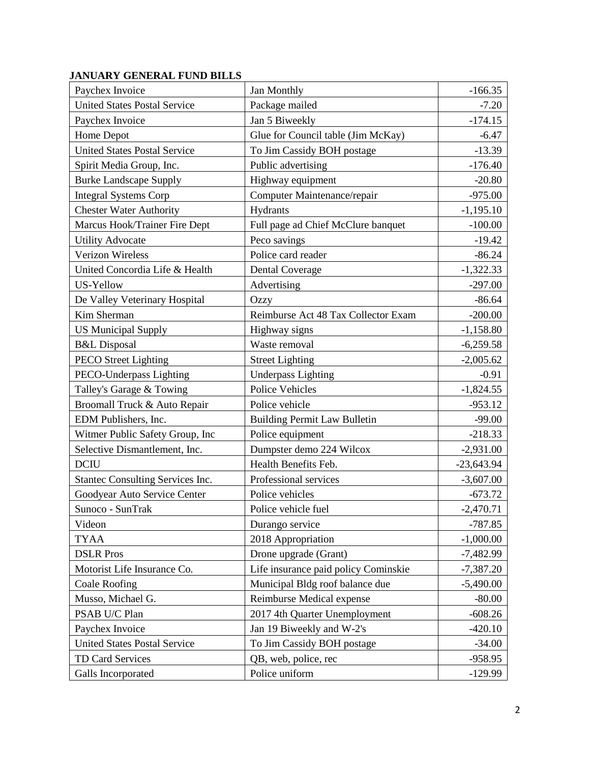**JANUARY GENERAL FUND BILLS**

| | | |
|---|---|---|
| Paychex Invoice | Jan Monthly | -166.35 |
| United States Postal Service | Package mailed | -7.20 |
| Paychex Invoice | Jan 5 Biweekly | -174.15 |
| Home Depot | Glue for Council table (Jim McKay) | -6.47 |
| United States Postal Service | To Jim Cassidy BOH postage | -13.39 |
| Spirit Media Group, Inc. | Public advertising | -176.40 |
| Burke Landscape Supply | Highway equipment | -20.80 |
| Integral Systems Corp | Computer Maintenance/repair | -975.00 |
| Chester Water Authority | Hydrants | -1,195.10 |
| Marcus Hook/Trainer Fire Dept | Full page ad Chief McClure banquet | -100.00 |
| Utility Advocate | Peco savings | -19.42 |
| Verizon Wireless | Police card reader | -86.24 |
| United Concordia Life & Health | Dental Coverage | -1,322.33 |
| US-Yellow | Advertising | -297.00 |
| De Valley Veterinary Hospital | Ozzy | -86.64 |
| Kim Sherman | Reimburse Act 48 Tax Collector Exam | -200.00 |
| US Municipal Supply | Highway signs | -1,158.80 |
| B&L Disposal | Waste removal | -6,259.58 |
| PECO Street Lighting | Street Lighting | -2,005.62 |
| PECO-Underpass Lighting | Underpass Lighting | -0.91 |
| Talley's Garage & Towing | Police Vehicles | -1,824.55 |
| Broomall Truck & Auto Repair | Police vehicle | -953.12 |
| EDM Publishers, Inc. | Building Permit Law Bulletin | -99.00 |
| Witmer Public Safety Group, Inc | Police equipment | -218.33 |
| Selective Dismantlement, Inc. | Dumpster demo 224 Wilcox | -2,931.00 |
| DCIU | Health Benefits Feb. | -23,643.94 |
| Stantec Consulting Services Inc. | Professional services | -3,607.00 |
| Goodyear Auto Service Center | Police vehicles | -673.72 |
| Sunoco - SunTrak | Police vehicle fuel | -2,470.71 |
| Videon | Durango service | -787.85 |
| TYAA | 2018 Appropriation | -1,000.00 |
| DSLR Pros | Drone upgrade (Grant) | -7,482.99 |
| Motorist Life Insurance Co. | Life insurance paid policy Cominskie | -7,387.20 |
| Coale Roofing | Municipal Bldg roof balance due | -5,490.00 |
| Musso, Michael G. | Reimburse Medical expense | -80.00 |
| PSAB U/C Plan | 2017 4th Quarter Unemployment | -608.26 |
| Paychex Invoice | Jan 19 Biweekly and W-2's | -420.10 |
| United States Postal Service | To Jim Cassidy BOH postage | -34.00 |
| TD Card Services | QB, web, police, rec | -958.95 |
| Galls Incorporated | Police uniform | -129.99 |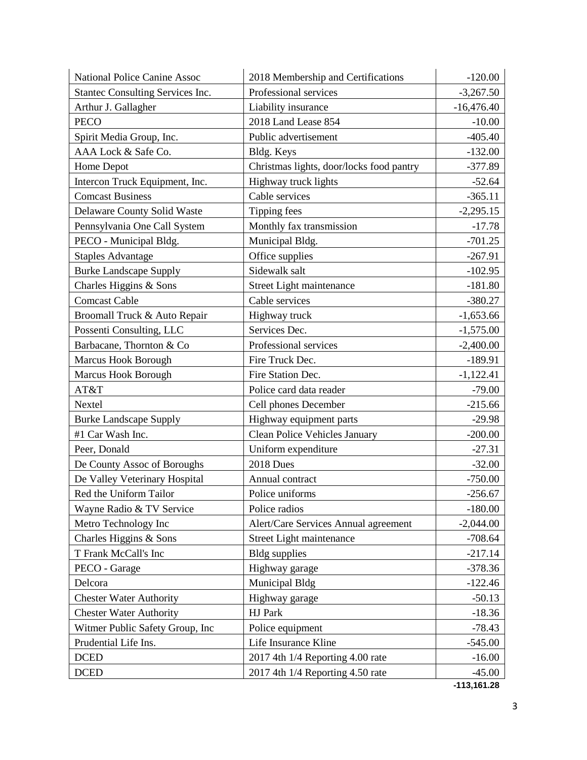| National Police Canine Assoc | 2018 Membership and Certifications | -120.00 |
|---|---|---|
| Stantec Consulting Services Inc. | Professional services | -3,267.50 |
| Arthur J. Gallagher | Liability insurance | -16,476.40 |
| PECO | 2018 Land Lease 854 | -10.00 |
| Spirit Media Group, Inc. | Public advertisement | -405.40 |
| AAA Lock & Safe Co. | Bldg. Keys | -132.00 |
| Home Depot | Christmas lights, door/locks food pantry | -377.89 |
| Intercon Truck Equipment, Inc. | Highway truck lights | -52.64 |
| Comcast Business | Cable services | -365.11 |
| Delaware County Solid Waste | Tipping fees | -2,295.15 |
| Pennsylvania One Call System | Monthly fax transmission | -17.78 |
| PECO - Municipal Bldg. | Municipal Bldg. | -701.25 |
| Staples Advantage | Office supplies | -267.91 |
| Burke Landscape Supply | Sidewalk salt | -102.95 |
| Charles Higgins & Sons | Street Light maintenance | -181.80 |
| Comcast Cable | Cable services | -380.27 |
| Broomall Truck & Auto Repair | Highway truck | -1,653.66 |
| Possenti Consulting, LLC | Services Dec. | -1,575.00 |
| Barbacane, Thornton & Co | Professional services | -2,400.00 |
| Marcus Hook Borough | Fire Truck Dec. | -189.91 |
| Marcus Hook Borough | Fire Station Dec. | -1,122.41 |
| AT&T | Police card data reader | -79.00 |
| Nextel | Cell phones December | -215.66 |
| Burke Landscape Supply | Highway equipment parts | -29.98 |
| #1 Car Wash Inc. | Clean Police Vehicles January | -200.00 |
| Peer, Donald | Uniform expenditure | -27.31 |
| De County Assoc of Boroughs | 2018 Dues | -32.00 |
| De Valley Veterinary Hospital | Annual contract | -750.00 |
| Red the Uniform Tailor | Police uniforms | -256.67 |
| Wayne Radio & TV Service | Police radios | -180.00 |
| Metro Technology Inc | Alert/Care Services Annual agreement | -2,044.00 |
| Charles Higgins & Sons | Street Light maintenance | -708.64 |
| T Frank McCall's Inc | Bldg supplies | -217.14 |
| PECO - Garage | Highway garage | -378.36 |
| Delcora | Municipal Bldg | -122.46 |
| Chester Water Authority | Highway garage | -50.13 |
| Chester Water Authority | HJ Park | -18.36 |
| Witmer Public Safety Group, Inc | Police equipment | -78.43 |
| Prudential Life Ins. | Life Insurance Kline | -545.00 |
| DCED | 2017 4th 1/4 Reporting 4.00 rate | -16.00 |
| DCED | 2017 4th 1/4 Reporting 4.50 rate | -45.00 |
| | | **-113,161.28** |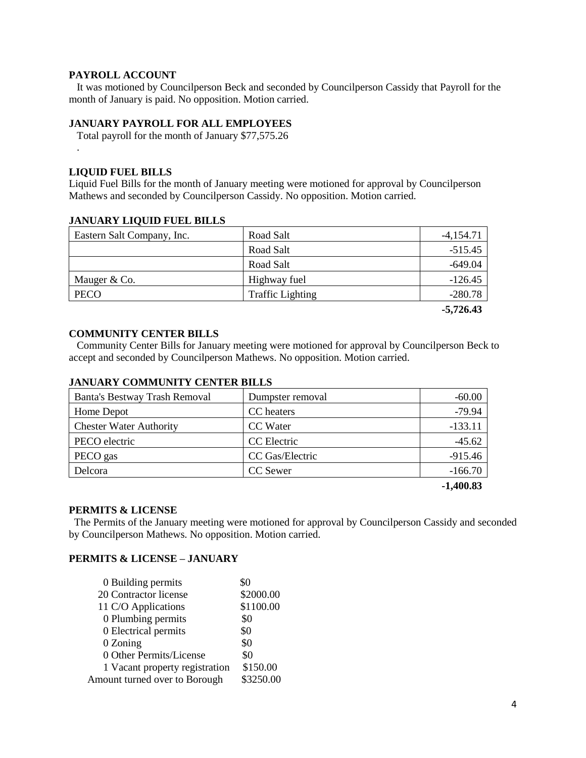## PAYROLL ACCOUNT

It was motioned by Councilperson Beck and seconded by Councilperson Cassidy that Payroll for the month of January is paid. No opposition. Motion carried.

## JANUARY PAYROLL FOR ALL EMPLOYEES

Total payroll for the month of January $77,575.26

.

## LIQUID FUEL BILLS

Liquid Fuel Bills for the month of January meeting were motioned for approval by Councilperson Mathews and seconded by Councilperson Cassidy. No opposition. Motion carried.

## JANUARY LIQUID FUEL BILLS

| | | |
|---|---|---|
| Eastern Salt Company, Inc. | Road Salt | -4,154.71 |
| | Road Salt | -515.45 |
| | Road Salt | -649.04 |
| Mauger & Co. | Highway fuel | -126.45 |
| PECO | Traffic Lighting | -280.78 |
| | | **-5,726.43** |

## COMMUNITY CENTER BILLS

Community Center Bills for January meeting were motioned for approval by Councilperson Beck to accept and seconded by Councilperson Mathews. No opposition. Motion carried.

## JANUARY COMMUNITY CENTER BILLS

| | | |
|---|---|---|
| Banta's Bestway Trash Removal | Dumpster removal | -60.00 |
| Home Depot | CC heaters | -79.94 |
| Chester Water Authority | CC Water | -133.11 |
| PECO electric | CC Electric | -45.62 |
| PECO gas | CC Gas/Electric | -915.46 |
| Delcora | CC Sewer | -166.70 |
| | | **-1,400.83** |

## PERMITS & LICENSE

The Permits of the January meeting were motioned for approval by Councilperson Cassidy and seconded by Councilperson Mathews. No opposition. Motion carried.

## PERMITS & LICENSE – JANUARY

| | |
|---|---|
| 0 Building permits | $0 |
| 20 Contractor license | $2000.00 |
| 11 C/O Applications | $1100.00 |
| 0 Plumbing permits | $0 |
| 0 Electrical permits | $0 |
| 0 Zoning | $0 |
| 0 Other Permits/License | $0 |
| 1 Vacant property registration | $150.00 |
| Amount turned over to Borough | $3250.00 |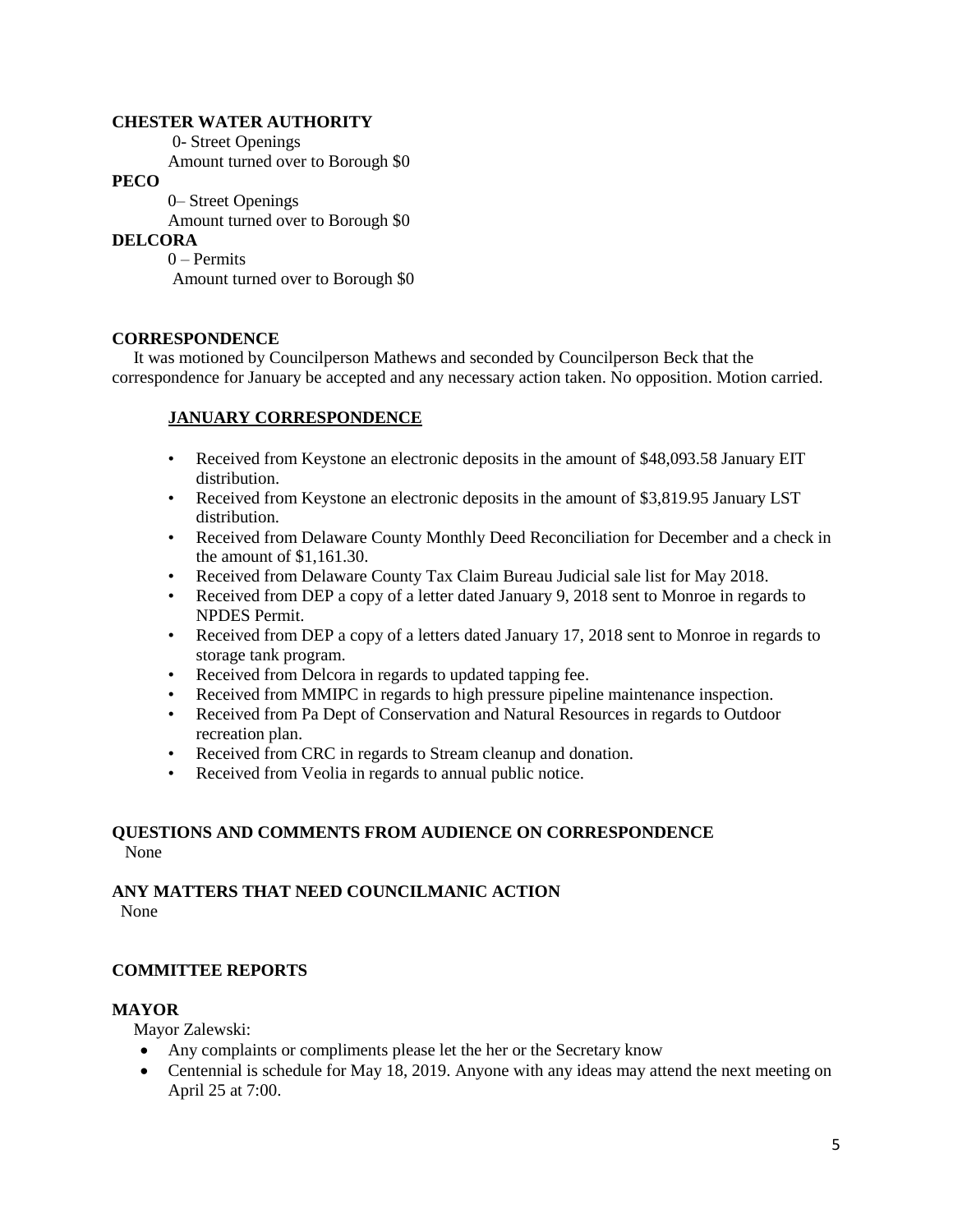**CHESTER WATER AUTHORITY**

0- Street Openings

Amount turned over to Borough $0

**PECO**

0– Street Openings

Amount turned over to Borough $0

**DELCORA**

0 – Permits

Amount turned over to Borough $0

**CORRESPONDENCE**

It was motioned by Councilperson Mathews and seconded by Councilperson Beck that the correspondence for January be accepted and any necessary action taken. No opposition. Motion carried.

**JANUARY CORRESPONDENCE**

- Received from Keystone an electronic deposits in the amount of $48,093.58 January EIT distribution.
- Received from Keystone an electronic deposits in the amount of $3,819.95 January LST distribution.
- Received from Delaware County Monthly Deed Reconciliation for December and a check in the amount of $1,161.30.
- Received from Delaware County Tax Claim Bureau Judicial sale list for May 2018.
- Received from DEP a copy of a letter dated January 9, 2018 sent to Monroe in regards to NPDES Permit.
- Received from DEP a copy of a letters dated January 17, 2018 sent to Monroe in regards to storage tank program.
- Received from Delcora in regards to updated tapping fee.
- Received from MMIPC in regards to high pressure pipeline maintenance inspection.
- Received from Pa Dept of Conservation and Natural Resources in regards to Outdoor recreation plan.
- Received from CRC in regards to Stream cleanup and donation.
- Received from Veolia in regards to annual public notice.

**QUESTIONS AND COMMENTS FROM AUDIENCE ON CORRESPONDENCE**

None

**ANY MATTERS THAT NEED COUNCILMANIC ACTION**

None

**COMMITTEE REPORTS**

**MAYOR**

Mayor Zalewski:

- Any complaints or compliments please let the her or the Secretary know
- Centennial is schedule for May 18, 2019. Anyone with any ideas may attend the next meeting on April 25 at 7:00.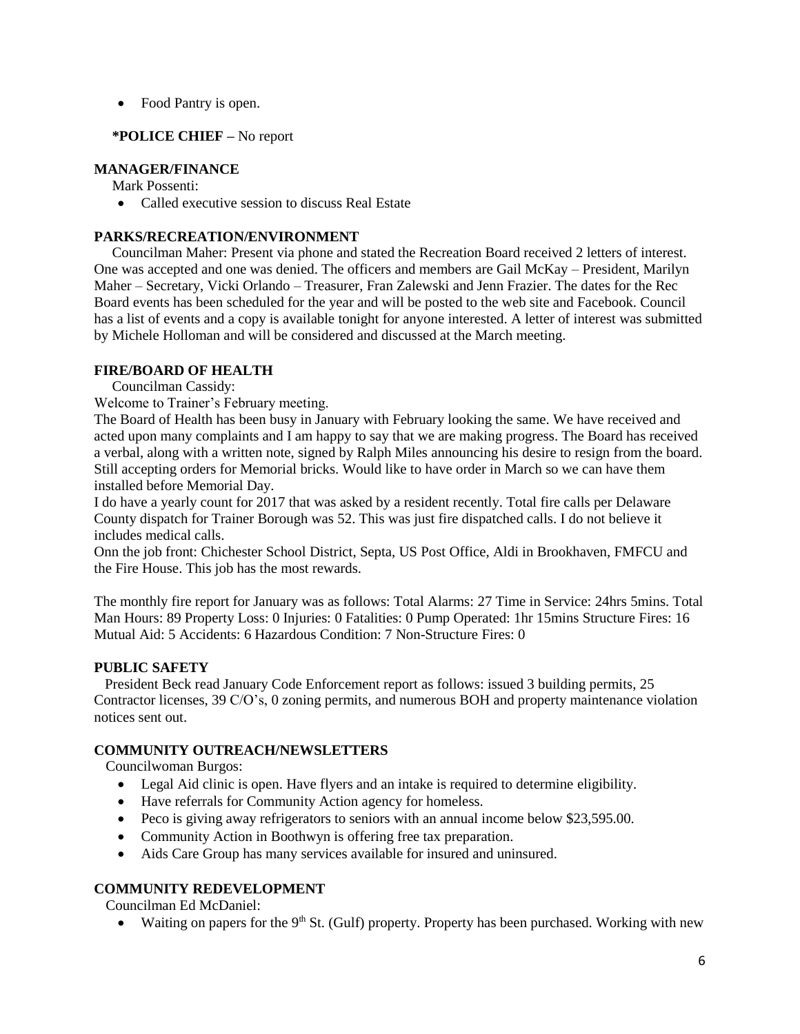- Food Pantry is open.

**\*POLICE CHIEF –** No report

## MANAGER/FINANCE

Mark Possenti:

- Called executive session to discuss Real Estate

## PARKS/RECREATION/ENVIRONMENT

Councilman Maher: Present via phone and stated the Recreation Board received 2 letters of interest. One was accepted and one was denied. The officers and members are Gail McKay – President, Marilyn Maher – Secretary, Vicki Orlando – Treasurer, Fran Zalewski and Jenn Frazier. The dates for the Rec Board events has been scheduled for the year and will be posted to the web site and Facebook. Council has a list of events and a copy is available tonight for anyone interested. A letter of interest was submitted by Michele Holloman and will be considered and discussed at the March meeting.

## FIRE/BOARD OF HEALTH

Councilman Cassidy:

Welcome to Trainer's February meeting.

The Board of Health has been busy in January with February looking the same. We have received and acted upon many complaints and I am happy to say that we are making progress. The Board has received a verbal, along with a written note, signed by Ralph Miles announcing his desire to resign from the board. Still accepting orders for Memorial bricks. Would like to have order in March so we can have them installed before Memorial Day.

I do have a yearly count for 2017 that was asked by a resident recently. Total fire calls per Delaware County dispatch for Trainer Borough was 52. This was just fire dispatched calls. I do not believe it includes medical calls.

Onn the job front: Chichester School District, Septa, US Post Office, Aldi in Brookhaven, FMFCU and the Fire House. This job has the most rewards.

The monthly fire report for January was as follows: Total Alarms: 27 Time in Service: 24hrs 5mins. Total Man Hours: 89 Property Loss: 0 Injuries: 0 Fatalities: 0 Pump Operated: 1hr 15mins Structure Fires: 16 Mutual Aid: 5 Accidents: 6 Hazardous Condition: 7 Non-Structure Fires: 0

## PUBLIC SAFETY

President Beck read January Code Enforcement report as follows: issued 3 building permits, 25 Contractor licenses, 39 C/O's, 0 zoning permits, and numerous BOH and property maintenance violation notices sent out.

## COMMUNITY OUTREACH/NEWSLETTERS

Councilwoman Burgos:

- Legal Aid clinic is open. Have flyers and an intake is required to determine eligibility.
- Have referrals for Community Action agency for homeless.
- Peco is giving away refrigerators to seniors with an annual income below $23,595.00.
- Community Action in Boothwyn is offering free tax preparation.
- Aids Care Group has many services available for insured and uninsured.

## COMMUNITY REDEVELOPMENT

Councilman Ed McDaniel:

- Waiting on papers for the 9th St. (Gulf) property. Property has been purchased. Working with new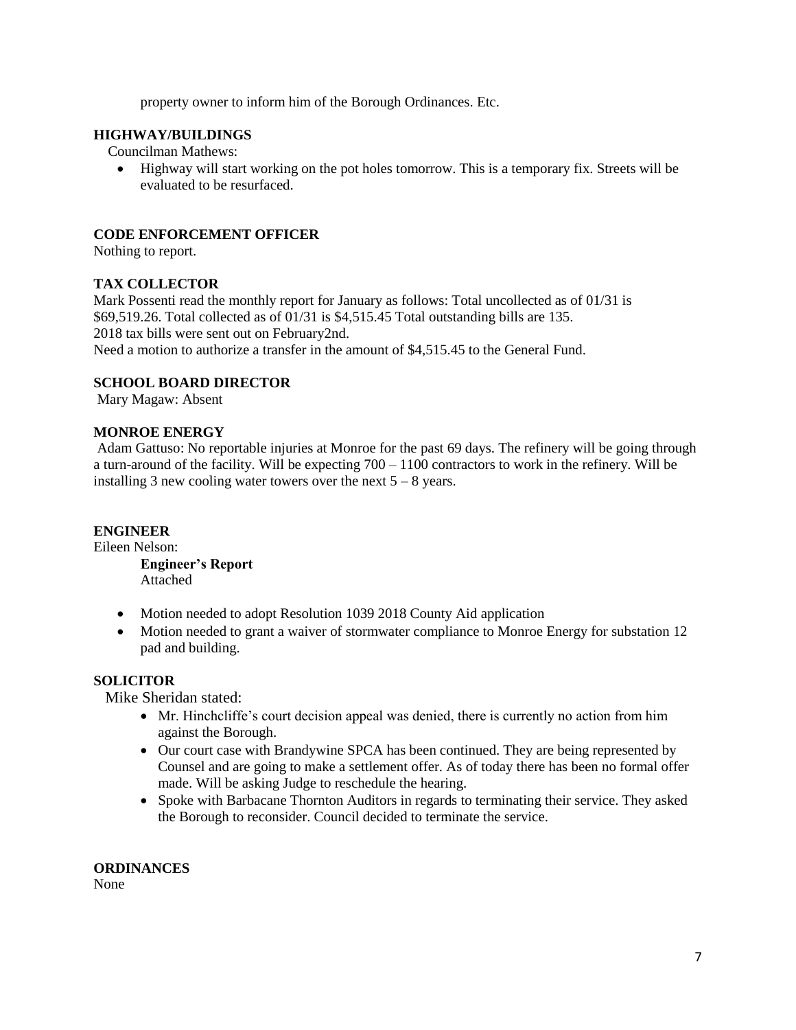property owner to inform him of the Borough Ordinances. Etc.

**HIGHWAY/BUILDINGS**

Councilman Mathews:

- Highway will start working on the pot holes tomorrow. This is a temporary fix. Streets will be evaluated to be resurfaced.

**CODE ENFORCEMENT OFFICER**

Nothing to report.

**TAX COLLECTOR**

Mark Possenti read the monthly report for January as follows: Total uncollected as of 01/31 is $69,519.26. Total collected as of 01/31 is $4,515.45 Total outstanding bills are 135.
2018 tax bills were sent out on February2nd.
Need a motion to authorize a transfer in the amount of $4,515.45 to the General Fund.

**SCHOOL BOARD DIRECTOR**

Mary Magaw: Absent

**MONROE ENERGY**

Adam Gattuso: No reportable injuries at Monroe for the past 69 days. The refinery will be going through a turn-around of the facility. Will be expecting 700 – 1100 contractors to work in the refinery. Will be installing 3 new cooling water towers over the next 5 – 8 years.

**ENGINEER**

Eileen Nelson:

**Engineer's Report**
Attached

- Motion needed to adopt Resolution 1039 2018 County Aid application
- Motion needed to grant a waiver of stormwater compliance to Monroe Energy for substation 12 pad and building.

**SOLICITOR**

Mike Sheridan stated:

- Mr. Hinchcliffe's court decision appeal was denied, there is currently no action from him against the Borough.
- Our court case with Brandywine SPCA has been continued. They are being represented by Counsel and are going to make a settlement offer. As of today there has been no formal offer made. Will be asking Judge to reschedule the hearing.
- Spoke with Barbacane Thornton Auditors in regards to terminating their service. They asked the Borough to reconsider. Council decided to terminate the service.

**ORDINANCES**

None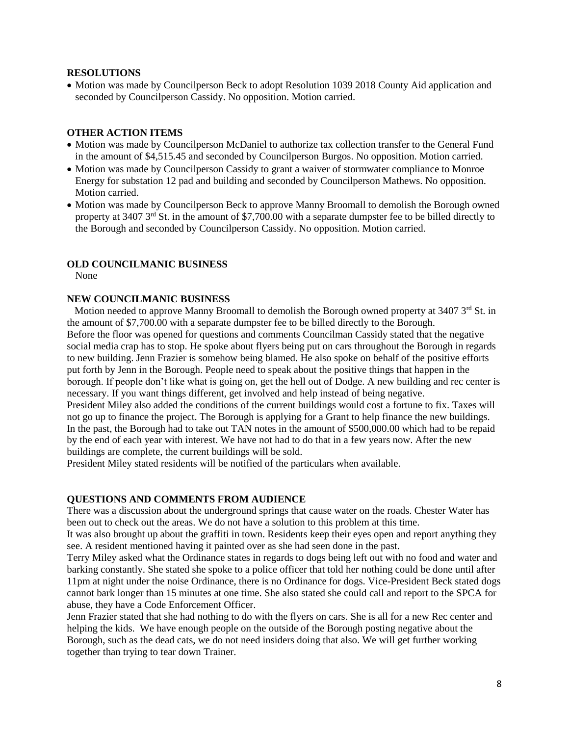**RESOLUTIONS**

- Motion was made by Councilperson Beck to adopt Resolution 1039 2018 County Aid application and seconded by Councilperson Cassidy. No opposition. Motion carried.

**OTHER ACTION ITEMS**

- Motion was made by Councilperson McDaniel to authorize tax collection transfer to the General Fund in the amount of $4,515.45 and seconded by Councilperson Burgos. No opposition. Motion carried.
- Motion was made by Councilperson Cassidy to grant a waiver of stormwater compliance to Monroe Energy for substation 12 pad and building and seconded by Councilperson Mathews. No opposition. Motion carried.
- Motion was made by Councilperson Beck to approve Manny Broomall to demolish the Borough owned property at 3407 3rd St. in the amount of $7,700.00 with a separate dumpster fee to be billed directly to the Borough and seconded by Councilperson Cassidy. No opposition. Motion carried.

**OLD COUNCILMANIC BUSINESS**

None

**NEW COUNCILMANIC BUSINESS**

Motion needed to approve Manny Broomall to demolish the Borough owned property at 3407 3rd St. in the amount of $7,700.00 with a separate dumpster fee to be billed directly to the Borough.

Before the floor was opened for questions and comments Councilman Cassidy stated that the negative social media crap has to stop. He spoke about flyers being put on cars throughout the Borough in regards to new building. Jenn Frazier is somehow being blamed. He also spoke on behalf of the positive efforts put forth by Jenn in the Borough. People need to speak about the positive things that happen in the borough. If people don't like what is going on, get the hell out of Dodge. A new building and rec center is necessary. If you want things different, get involved and help instead of being negative.

President Miley also added the conditions of the current buildings would cost a fortune to fix. Taxes will not go up to finance the project. The Borough is applying for a Grant to help finance the new buildings. In the past, the Borough had to take out TAN notes in the amount of $500,000.00 which had to be repaid by the end of each year with interest. We have not had to do that in a few years now. After the new buildings are complete, the current buildings will be sold.

President Miley stated residents will be notified of the particulars when available.

**QUESTIONS AND COMMENTS FROM AUDIENCE**

There was a discussion about the underground springs that cause water on the roads. Chester Water has been out to check out the areas. We do not have a solution to this problem at this time.

It was also brought up about the graffiti in town. Residents keep their eyes open and report anything they see. A resident mentioned having it painted over as she had seen done in the past.

Terry Miley asked what the Ordinance states in regards to dogs being left out with no food and water and barking constantly. She stated she spoke to a police officer that told her nothing could be done until after 11pm at night under the noise Ordinance, there is no Ordinance for dogs. Vice-President Beck stated dogs cannot bark longer than 15 minutes at one time. She also stated she could call and report to the SPCA for abuse, they have a Code Enforcement Officer.

Jenn Frazier stated that she had nothing to do with the flyers on cars. She is all for a new Rec center and helping the kids. We have enough people on the outside of the Borough posting negative about the Borough, such as the dead cats, we do not need insiders doing that also. We will get further working together than trying to tear down Trainer.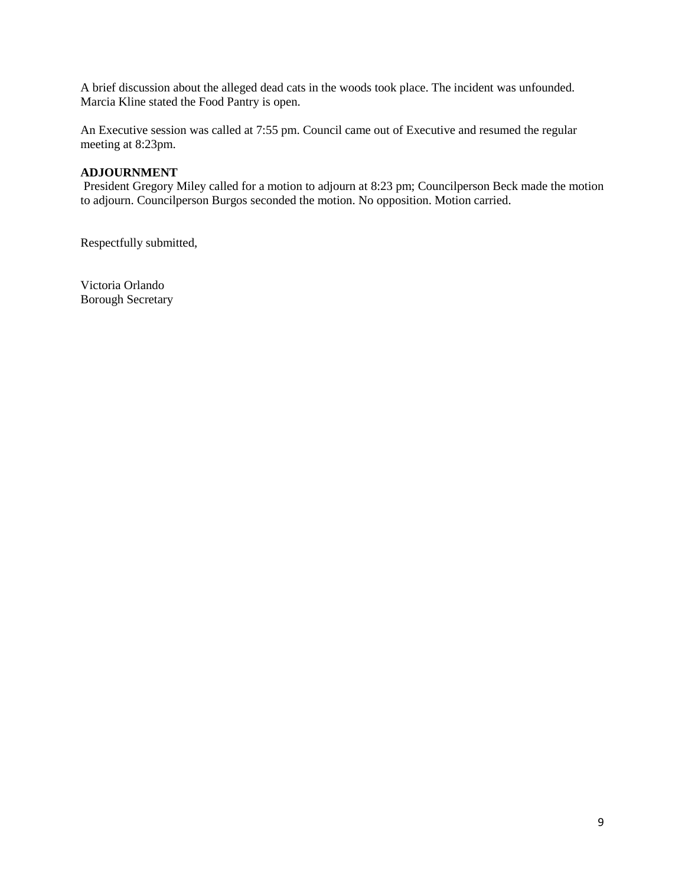A brief discussion about the alleged dead cats in the woods took place. The incident was unfounded. Marcia Kline stated the Food Pantry is open.

An Executive session was called at 7:55 pm. Council came out of Executive and resumed the regular meeting at 8:23pm.

**ADJOURNMENT**

President Gregory Miley called for a motion to adjourn at 8:23 pm; Councilperson Beck made the motion to adjourn. Councilperson Burgos seconded the motion. No opposition. Motion carried.

Respectfully submitted,

Victoria Orlando
Borough Secretary